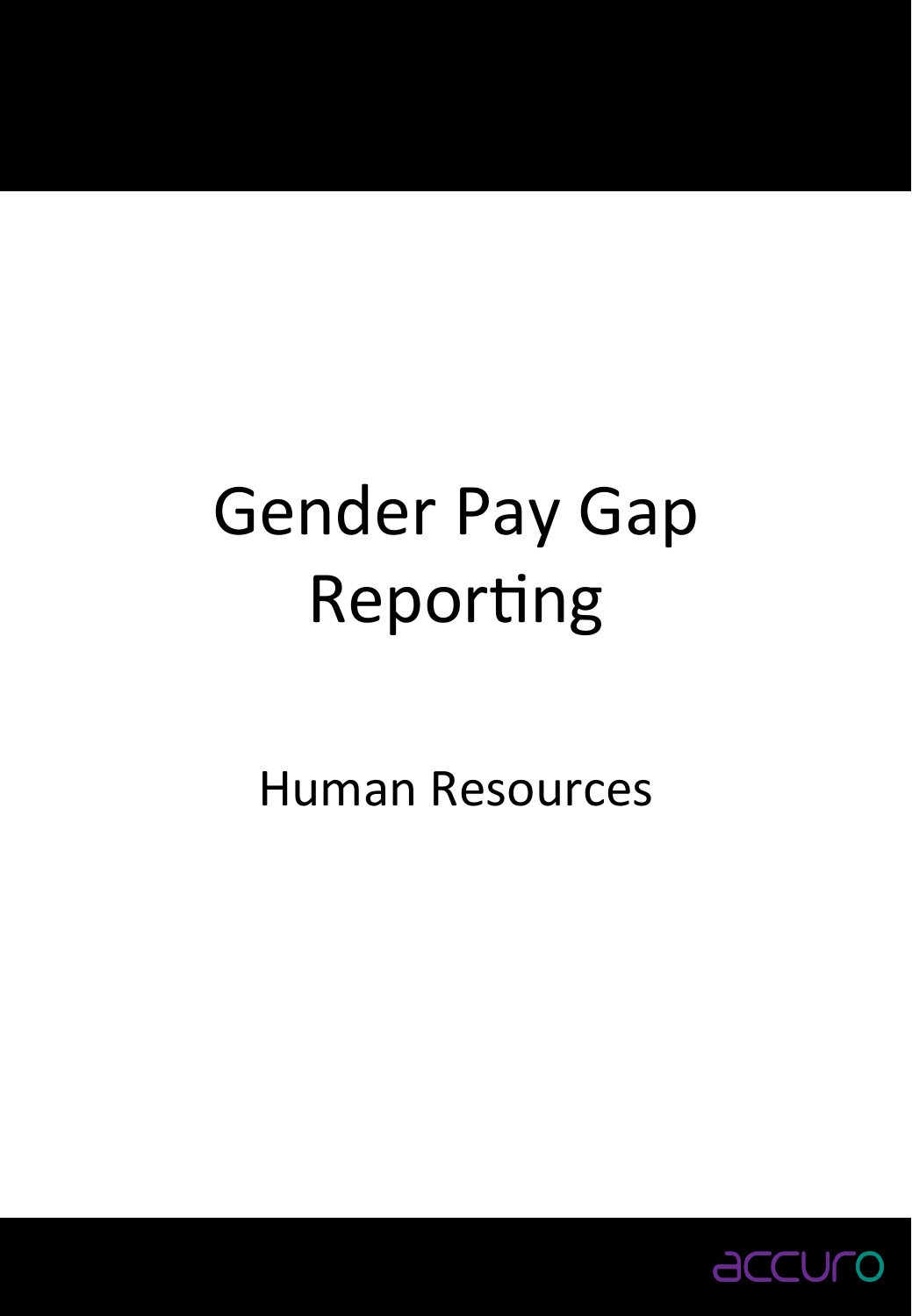# Gender Pay Gap Reporting

Human Resources

accuro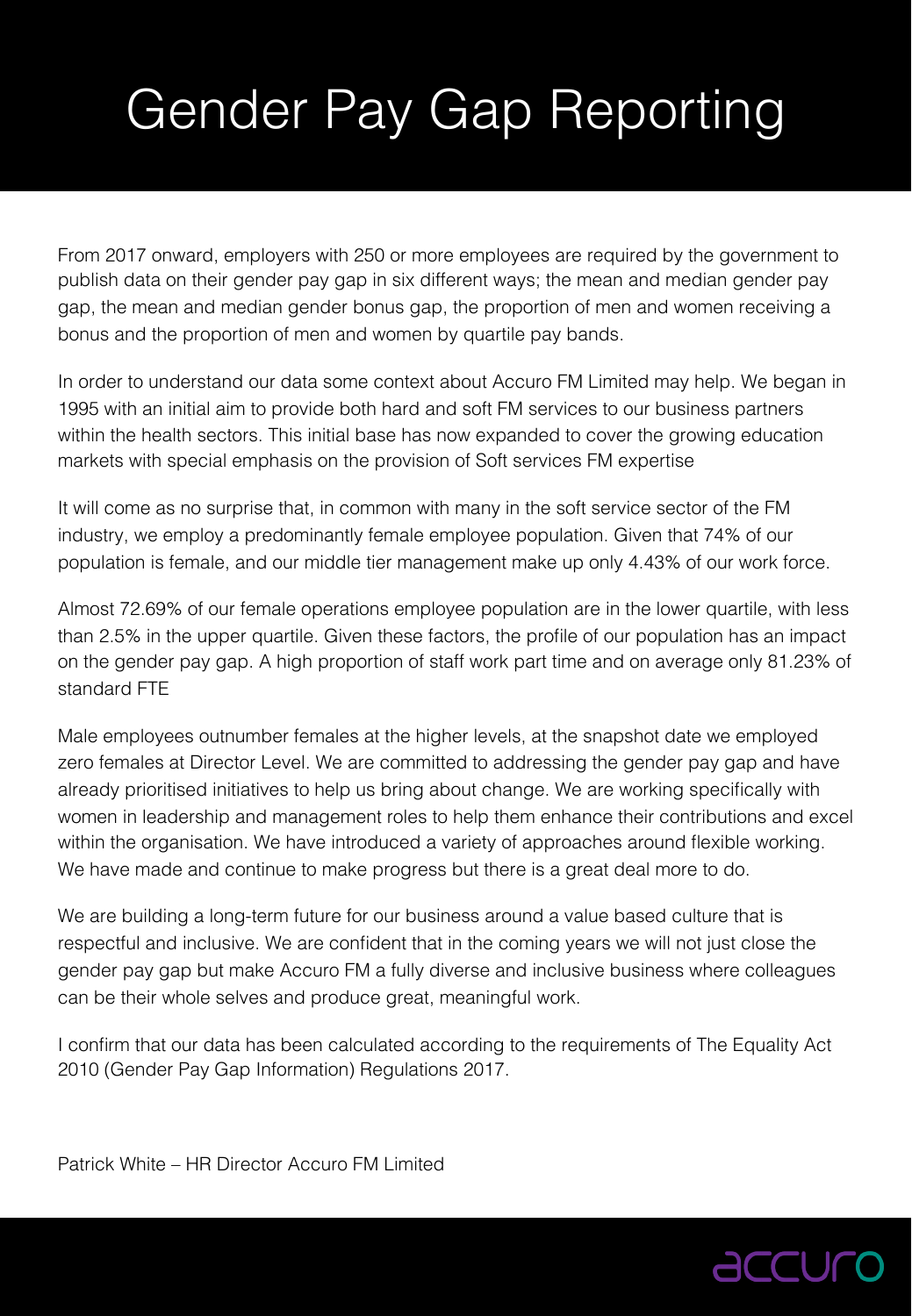# Gender Pay Gap Reporting

From 2017 onward, employers with 250 or more employees are required by the government to publish data on their gender pay gap in six different ways; the mean and median gender pay gap, the mean and median gender bonus gap, the proportion of men and women receiving a bonus and the proportion of men and women by quartile pay bands.

In order to understand our data some context about Accuro FM Limited may help. We began in 1995 with an initial aim to provide both hard and soft FM services to our business partners within the health sectors. This initial base has now expanded to cover the growing education markets with special emphasis on the provision of Soft services FM expertise

It will come as no surprise that, in common with many in the soft service sector of the FM industry, we employ a predominantly female employee population. Given that 74% of our population is female, and our middle tier management make up only 4.43% of our work force.

Almost 72.69% of our female operations employee population are in the lower quartile, with less than 2.5% in the upper quartile. Given these factors, the profile of our population has an impact on the gender pay gap. A high proportion of staff work part time and on average only 81.23% of standard FTE

Male employees outnumber females at the higher levels, at the snapshot date we employed zero females at Director Level. We are committed to addressing the gender pay gap and have already prioritised initiatives to help us bring about change. We are working specifically with women in leadership and management roles to help them enhance their contributions and excel within the organisation. We have introduced a variety of approaches around flexible working. We have made and continue to make progress but there is a great deal more to do.

We are building a long-term future for our business around a value based culture that is respectful and inclusive. We are confident that in the coming years we will not just close the gender pay gap but make Accuro FM a fully diverse and inclusive business where colleagues can be their whole selves and produce great, meaningful work.

I confirm that our data has been calculated according to the requirements of The Equality Act 2010 (Gender Pay Gap Information) Regulations 2017.

Patrick White – HR Director Accuro FM Limited

accuro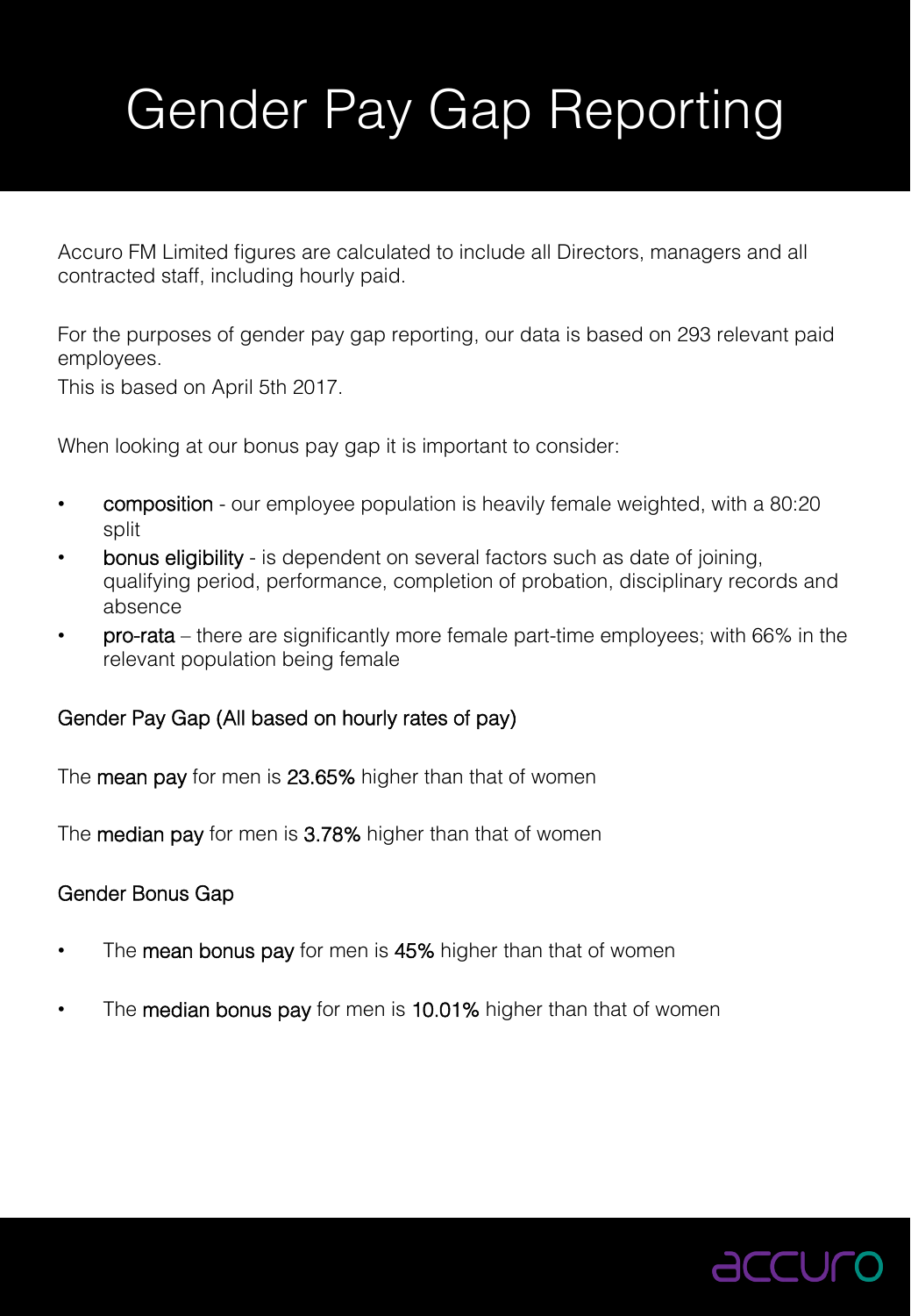# Gender Pay Gap Reporting

Accuro FM Limited figures are calculated to include all Directors, managers and all contracted staff, including hourly paid.

For the purposes of gender pay gap reporting, our data is based on 293 relevant paid employees.
This is based on April 5th 2017.

When looking at our bonus pay gap it is important to consider:

- **composition** - our employee population is heavily female weighted, with a 80:20 split
- **bonus eligibility** - is dependent on several factors such as date of joining, qualifying period, performance, completion of probation, disciplinary records and absence
- **pro-rata** – there are significantly more female part-time employees; with 66% in the relevant population being female

## Gender Pay Gap (All based on hourly rates of pay)

The **mean pay** for men is **23.65%** higher than that of women

The **median pay** for men is **3.78%** higher than that of women

## Gender Bonus Gap

- The **mean bonus pay** for men is **45%** higher than that of women
- The **median bonus pay** for men is **10.01%** higher than that of women

accuro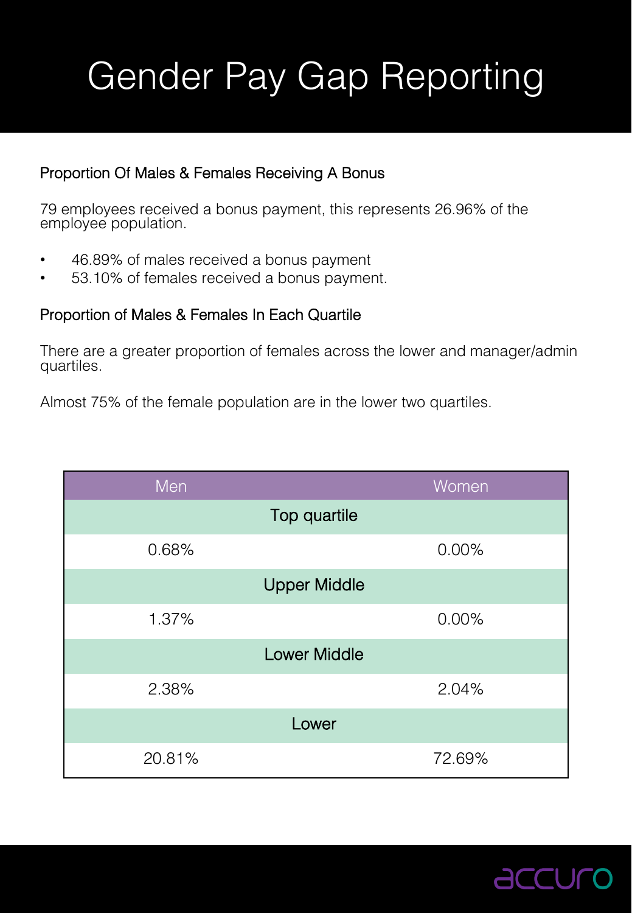# Gender Pay Gap Reporting

### Proportion Of Males & Females Receiving A Bonus

79 employees received a bonus payment, this represents 26.96% of the employee population.

- 46.89% of males received a bonus payment
- 53.10% of females received a bonus payment.

### Proportion of Males & Females In Each Quartile

There are a greater proportion of females across the lower and manager/admin quartiles.

Almost 75% of the female population are in the lower two quartiles.

| Men | Women |
|---|---|
| Top quartile | |
| 0.68% | 0.00% |
| Upper Middle | |
| 1.37% | 0.00% |
| Lower Middle | |
| 2.38% | 2.04% |
| Lower | |
| 20.81% | 72.69% |

accuro